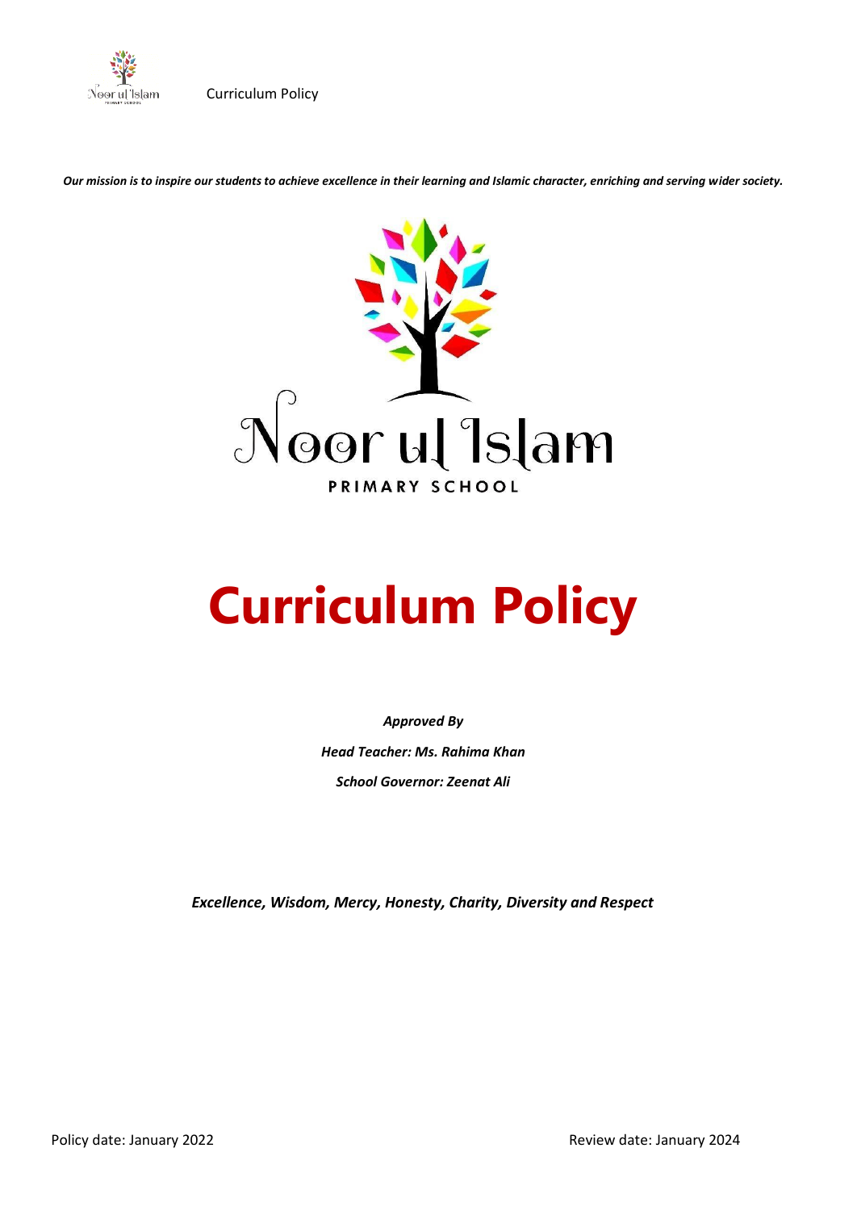***Our mission is to inspire our students to achieve excellence in their learning and Islamic character, enriching and serving wider society.***

Noor ul Islam

PRIMARY SCHOOL

# Curriculum Policy

***Approved By***

***Head Teacher: Ms. Rahima Khan***

***School Governor: Zeenat Ali***

***Excellence, Wisdom, Mercy, Honesty, Charity, Diversity and Respect***

Policy date: January 2022

Review date: January 2024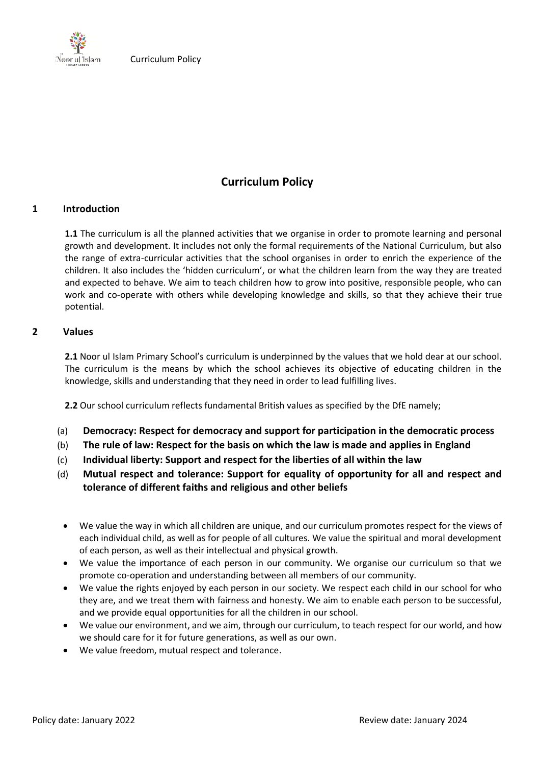# Curriculum Policy

## 1 Introduction

**1.1** The curriculum is all the planned activities that we organise in order to promote learning and personal growth and development. It includes not only the formal requirements of the National Curriculum, but also the range of extra-curricular activities that the school organises in order to enrich the experience of the children. It also includes the 'hidden curriculum', or what the children learn from the way they are treated and expected to behave. We aim to teach children how to grow into positive, responsible people, who can work and co-operate with others while developing knowledge and skills, so that they achieve their true potential.

## 2 Values

**2.1** Noor ul Islam Primary School's curriculum is underpinned by the values that we hold dear at our school. The curriculum is the means by which the school achieves its objective of educating children in the knowledge, skills and understanding that they need in order to lead fulfilling lives.

**2.2** Our school curriculum reflects fundamental British values as specified by the DfE namely;

(a) **Democracy: Respect for democracy and support for participation in the democratic process**

(b) **The rule of law: Respect for the basis on which the law is made and applies in England**

(c) **Individual liberty: Support and respect for the liberties of all within the law**

(d) **Mutual respect and tolerance: Support for equality of opportunity for all and respect and tolerance of different faiths and religious and other beliefs**

- We value the way in which all children are unique, and our curriculum promotes respect for the views of each individual child, as well as for people of all cultures. We value the spiritual and moral development of each person, as well as their intellectual and physical growth.
- We value the importance of each person in our community. We organise our curriculum so that we promote co-operation and understanding between all members of our community.
- We value the rights enjoyed by each person in our society. We respect each child in our school for who they are, and we treat them with fairness and honesty. We aim to enable each person to be successful, and we provide equal opportunities for all the children in our school.
- We value our environment, and we aim, through our curriculum, to teach respect for our world, and how we should care for it for future generations, as well as our own.
- We value freedom, mutual respect and tolerance.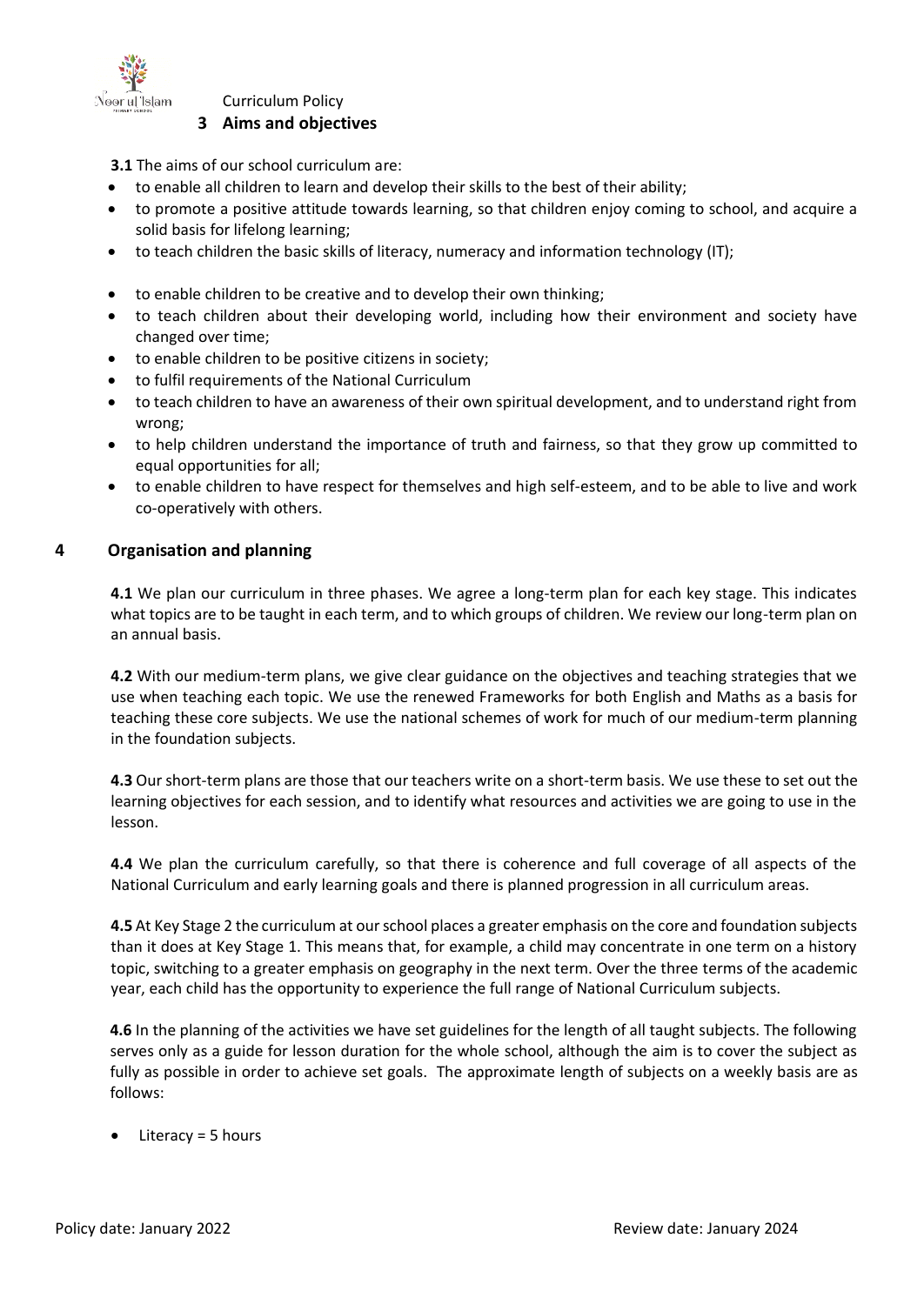## 3 Aims and objectives

**3.1** The aims of our school curriculum are:

- to enable all children to learn and develop their skills to the best of their ability;
- to promote a positive attitude towards learning, so that children enjoy coming to school, and acquire a solid basis for lifelong learning;
- to teach children the basic skills of literacy, numeracy and information technology (IT);
- to enable children to be creative and to develop their own thinking;
- to teach children about their developing world, including how their environment and society have changed over time;
- to enable children to be positive citizens in society;
- to fulfil requirements of the National Curriculum
- to teach children to have an awareness of their own spiritual development, and to understand right from wrong;
- to help children understand the importance of truth and fairness, so that they grow up committed to equal opportunities for all;
- to enable children to have respect for themselves and high self-esteem, and to be able to live and work co-operatively with others.

## 4 Organisation and planning

**4.1** We plan our curriculum in three phases. We agree a long-term plan for each key stage. This indicates what topics are to be taught in each term, and to which groups of children. We review our long-term plan on an annual basis.

**4.2** With our medium-term plans, we give clear guidance on the objectives and teaching strategies that we use when teaching each topic. We use the renewed Frameworks for both English and Maths as a basis for teaching these core subjects. We use the national schemes of work for much of our medium-term planning in the foundation subjects.

**4.3** Our short-term plans are those that our teachers write on a short-term basis. We use these to set out the learning objectives for each session, and to identify what resources and activities we are going to use in the lesson.

**4.4** We plan the curriculum carefully, so that there is coherence and full coverage of all aspects of the National Curriculum and early learning goals and there is planned progression in all curriculum areas.

**4.5** At Key Stage 2 the curriculum at our school places a greater emphasis on the core and foundation subjects than it does at Key Stage 1. This means that, for example, a child may concentrate in one term on a history topic, switching to a greater emphasis on geography in the next term. Over the three terms of the academic year, each child has the opportunity to experience the full range of National Curriculum subjects.

**4.6** In the planning of the activities we have set guidelines for the length of all taught subjects. The following serves only as a guide for lesson duration for the whole school, although the aim is to cover the subject as fully as possible in order to achieve set goals. The approximate length of subjects on a weekly basis are as follows:

- Literacy = 5 hours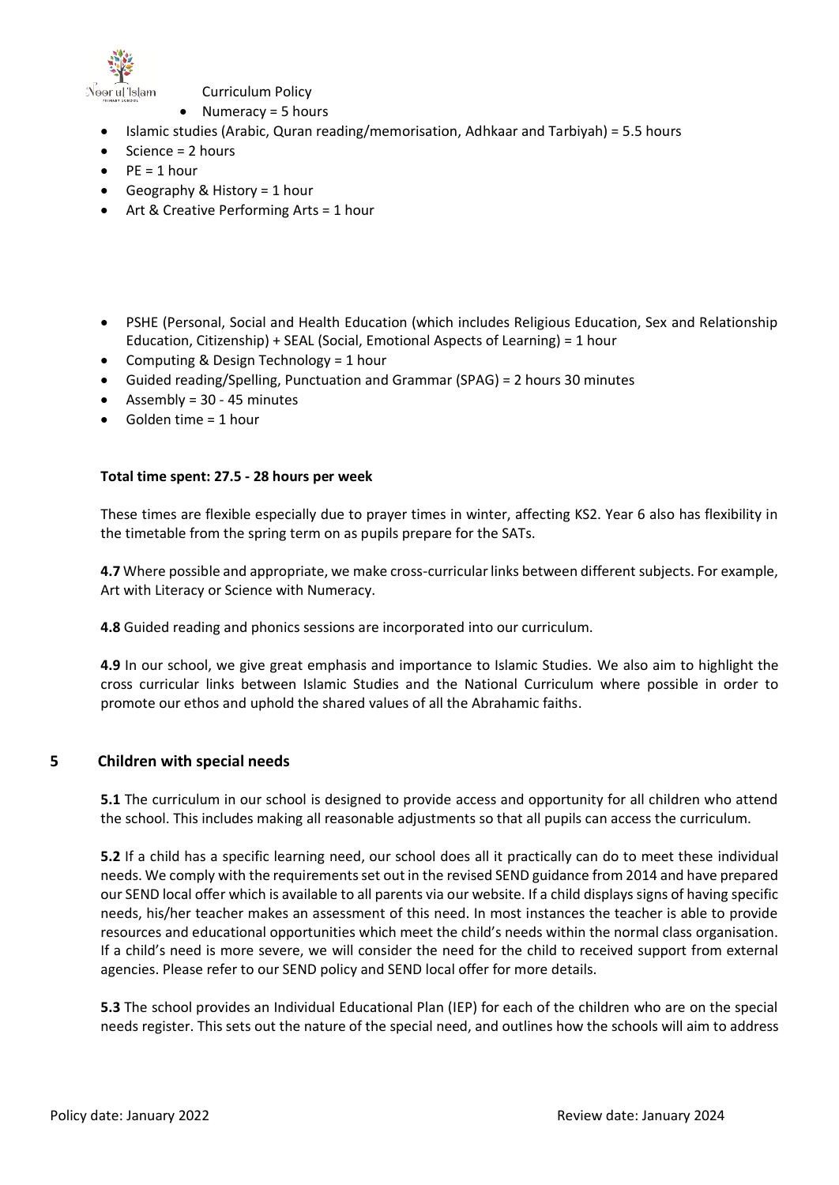- Numeracy = 5 hours
- Islamic studies (Arabic, Quran reading/memorisation, Adhkaar and Tarbiyah) = 5.5 hours
- Science = 2 hours
- PE = 1 hour
- Geography & History = 1 hour
- Art & Creative Performing Arts = 1 hour
- PSHE (Personal, Social and Health Education (which includes Religious Education, Sex and Relationship Education, Citizenship) + SEAL (Social, Emotional Aspects of Learning) = 1 hour
- Computing & Design Technology = 1 hour
- Guided reading/Spelling, Punctuation and Grammar (SPAG) = 2 hours 30 minutes
- Assembly = 30 - 45 minutes
- Golden time = 1 hour

**Total time spent: 27.5 - 28 hours per week**

These times are flexible especially due to prayer times in winter, affecting KS2. Year 6 also has flexibility in the timetable from the spring term on as pupils prepare for the SATs.

**4.7** Where possible and appropriate, we make cross-curricular links between different subjects. For example, Art with Literacy or Science with Numeracy.

**4.8** Guided reading and phonics sessions are incorporated into our curriculum.

**4.9** In our school, we give great emphasis and importance to Islamic Studies. We also aim to highlight the cross curricular links between Islamic Studies and the National Curriculum where possible in order to promote our ethos and uphold the shared values of all the Abrahamic faiths.

## 5 Children with special needs

**5.1** The curriculum in our school is designed to provide access and opportunity for all children who attend the school. This includes making all reasonable adjustments so that all pupils can access the curriculum.

**5.2** If a child has a specific learning need, our school does all it practically can do to meet these individual needs. We comply with the requirements set out in the revised SEND guidance from 2014 and have prepared our SEND local offer which is available to all parents via our website. If a child displays signs of having specific needs, his/her teacher makes an assessment of this need. In most instances the teacher is able to provide resources and educational opportunities which meet the child's needs within the normal class organisation. If a child's need is more severe, we will consider the need for the child to received support from external agencies. Please refer to our SEND policy and SEND local offer for more details.

**5.3** The school provides an Individual Educational Plan (IEP) for each of the children who are on the special needs register. This sets out the nature of the special need, and outlines how the schools will aim to address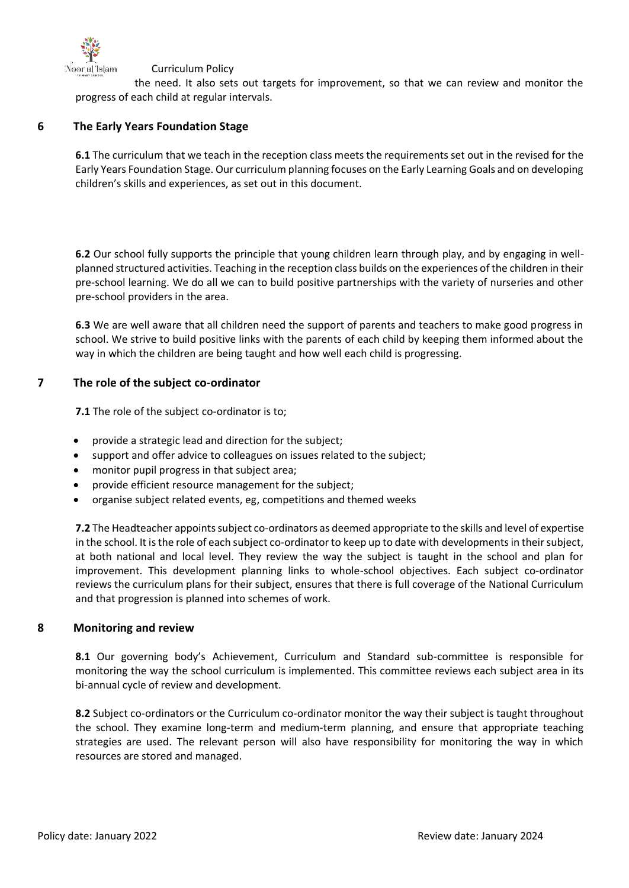the need. It also sets out targets for improvement, so that we can review and monitor the progress of each child at regular intervals.

## 6 The Early Years Foundation Stage

**6.1** The curriculum that we teach in the reception class meets the requirements set out in the revised for the Early Years Foundation Stage. Our curriculum planning focuses on the Early Learning Goals and on developing children's skills and experiences, as set out in this document.

**6.2** Our school fully supports the principle that young children learn through play, and by engaging in well-planned structured activities. Teaching in the reception class builds on the experiences of the children in their pre-school learning. We do all we can to build positive partnerships with the variety of nurseries and other pre-school providers in the area.

**6.3** We are well aware that all children need the support of parents and teachers to make good progress in school. We strive to build positive links with the parents of each child by keeping them informed about the way in which the children are being taught and how well each child is progressing.

## 7 The role of the subject co-ordinator

**7.1** The role of the subject co-ordinator is to;

- provide a strategic lead and direction for the subject;
- support and offer advice to colleagues on issues related to the subject;
- monitor pupil progress in that subject area;
- provide efficient resource management for the subject;
- organise subject related events, eg, competitions and themed weeks

**7.2** The Headteacher appoints subject co-ordinators as deemed appropriate to the skills and level of expertise in the school. It is the role of each subject co-ordinator to keep up to date with developments in their subject, at both national and local level. They review the way the subject is taught in the school and plan for improvement. This development planning links to whole-school objectives. Each subject co-ordinator reviews the curriculum plans for their subject, ensures that there is full coverage of the National Curriculum and that progression is planned into schemes of work.

## 8 Monitoring and review

**8.1** Our governing body's Achievement, Curriculum and Standard sub-committee is responsible for monitoring the way the school curriculum is implemented. This committee reviews each subject area in its bi-annual cycle of review and development.

**8.2** Subject co-ordinators or the Curriculum co-ordinator monitor the way their subject is taught throughout the school. They examine long-term and medium-term planning, and ensure that appropriate teaching strategies are used. The relevant person will also have responsibility for monitoring the way in which resources are stored and managed.

Policy date: January 2022 Review date: January 2024